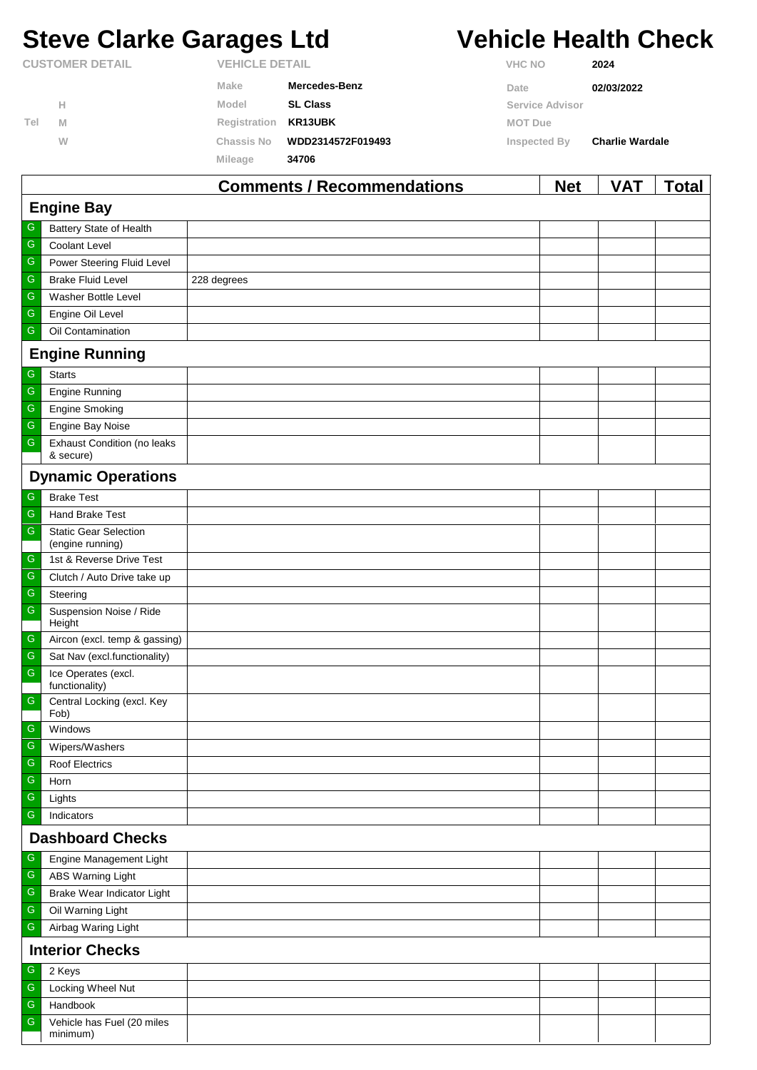# Steve Clarke Garages Ltd

# Vehicle Health Check

| CUSTOMER DETAIL | | VEHICLE DETAIL | | VHC NO | 2024 |
|---|---|---|---|---|---|
| | | Make | Mercedes-Benz | Date | 02/03/2022 |
| | H | Model | SL Class | Service Advisor | |
| Tel | M | Registration | KR13UBK | MOT Due | |
| | W | Chassis No | WDD2314572F019493 | Inspected By | Charlie Wardale |
| | | Mileage | 34706 | | |

| | | Comments / Recommendations | Net | VAT | Total |
|---|---|---|---|---|---|
| **Engine Bay** | | | | | |
| G | Battery State of Health | | | | |
| G | Coolant Level | | | | |
| G | Power Steering Fluid Level | | | | |
| G | Brake Fluid Level | 228 degrees | | | |
| G | Washer Bottle Level | | | | |
| G | Engine Oil Level | | | | |
| G | Oil Contamination | | | | |
| **Engine Running** | | | | | |
| G | Starts | | | | |
| G | Engine Running | | | | |
| G | Engine Smoking | | | | |
| G | Engine Bay Noise | | | | |
| G | Exhaust Condition (no leaks & secure) | | | | |
| **Dynamic Operations** | | | | | |
| G | Brake Test | | | | |
| G | Hand Brake Test | | | | |
| G | Static Gear Selection (engine running) | | | | |
| G | 1st & Reverse Drive Test | | | | |
| G | Clutch / Auto Drive take up | | | | |
| G | Steering | | | | |
| G | Suspension Noise / Ride Height | | | | |
| G | Aircon (excl. temp & gassing) | | | | |
| G | Sat Nav (excl.functionality) | | | | |
| G | Ice Operates (excl. functionality) | | | | |
| G | Central Locking (excl. Key Fob) | | | | |
| G | Windows | | | | |
| G | Wipers/Washers | | | | |
| G | Roof Electrics | | | | |
| G | Horn | | | | |
| G | Lights | | | | |
| G | Indicators | | | | |
| **Dashboard Checks** | | | | | |
| G | Engine Management Light | | | | |
| G | ABS Warning Light | | | | |
| G | Brake Wear Indicator Light | | | | |
| G | Oil Warning Light | | | | |
| G | Airbag Waring Light | | | | |
| **Interior Checks** | | | | | |
| G | 2 Keys | | | | |
| G | Locking Wheel Nut | | | | |
| G | Handbook | | | | |
| G | Vehicle has Fuel (20 miles minimum) | | | | |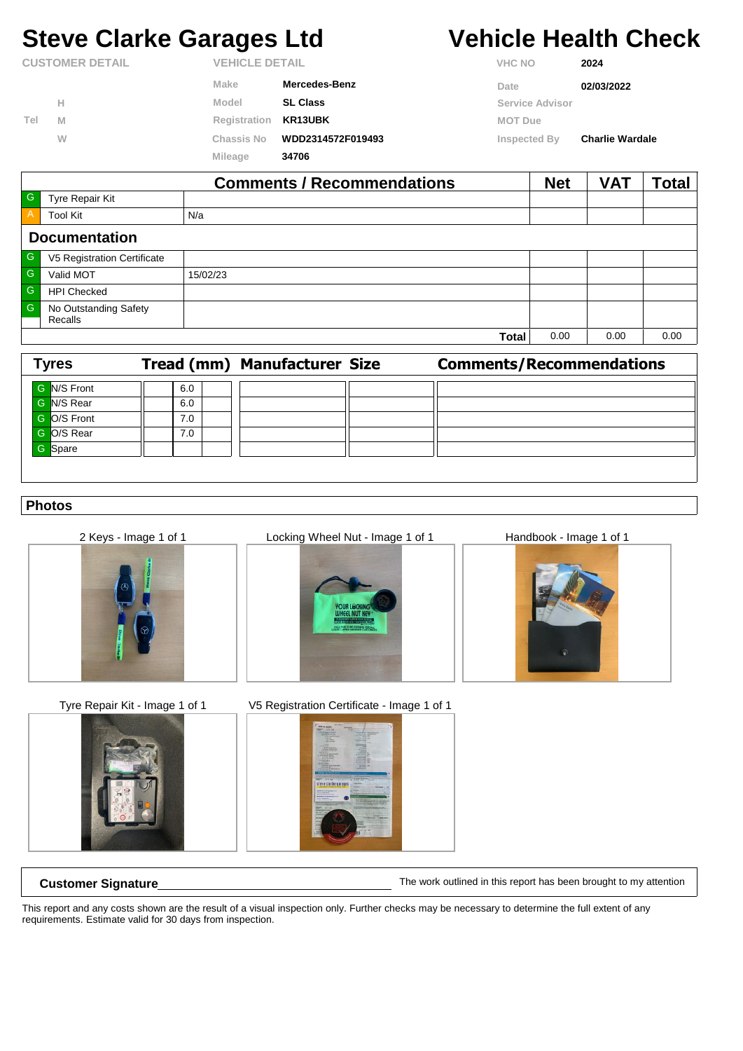# Steve Clarke Garages Ltd

# Vehicle Health Check

| CUSTOMER DETAIL | | VEHICLE DETAIL | | | |
|---|---|---|---|---|---|
| | | | | VHC NO | 2024 |
| | | Make | Mercedes-Benz | Date | 02/03/2022 |
| | H | Model | SL Class | Service Advisor | |
| Tel | M | Registration | KR13UBK | MOT Due | |
| | W | Chassis No | WDD2314572F019493 | Inspected By | Charlie Wardale |
| | | Mileage | 34706 | | |

| | | Comments / Recommendations | Net | VAT | Total |
|---|---|---|---|---|---|
| G | Tyre Repair Kit | | | | |
| A | Tool Kit | N/a | | | |
| **Documentation** | | | | | |
| G | V5 Registration Certificate | | | | |
| G | Valid MOT | 15/02/23 | | | |
| G | HPI Checked | | | | |
| G | No Outstanding Safety Recalls | | | | |
| | | **Total** | 0.00 | 0.00 | 0.00 |

| | Tyres | Tread (mm) | | | Manufacturer | Size | Comments/Recommendations |
|---|---|---|---|---|---|---|---|
| G | N/S Front | | 6.0 | | | | |
| G | N/S Rear | | 6.0 | | | | |
| G | O/S Front | | 7.0 | | | | |
| G | O/S Rear | | 7.0 | | | | |
| G | Spare | | | | | | |

## Photos

2 Keys - Image 1 of 1

Locking Wheel Nut - Image 1 of 1

Handbook - Image 1 of 1

Tyre Repair Kit - Image 1 of 1

V5 Registration Certificate - Image 1 of 1

**Customer Signature**\_\_\_\_\_\_\_\_\_\_\_\_\_\_\_\_\_\_\_\_\_\_\_\_\_\_\_\_\_\_\_\_\_\_\_\_ The work outlined in this report has been brought to my attention

This report and any costs shown are the result of a visual inspection only. Further checks may be necessary to determine the full extent of any requirements. Estimate valid for 30 days from inspection.